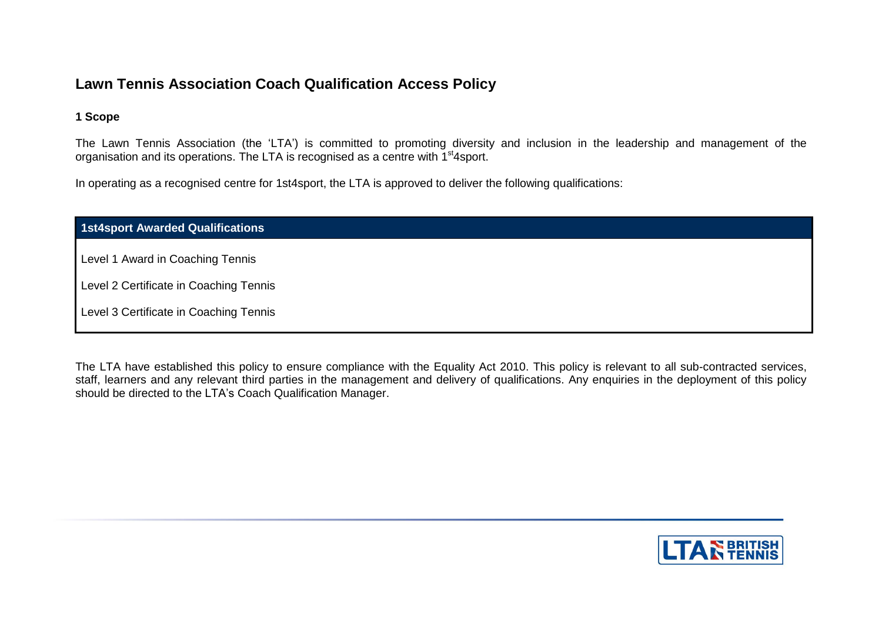# Lawn Tennis Association Coach Qualification Access Policy

## 1 Scope

The Lawn Tennis Association (the 'LTA') is committed to promoting diversity and inclusion in the leadership and management of the organisation and its operations. The LTA is recognised as a centre with 1st4sport.

In operating as a recognised centre for 1st4sport, the LTA is approved to deliver the following qualifications:

| 1st4sport Awarded Qualifications |
| --- |
| Level 1 Award in Coaching Tennis |
| Level 2 Certificate in Coaching Tennis |
| Level 3 Certificate in Coaching Tennis |

The LTA have established this policy to ensure compliance with the Equality Act 2010. This policy is relevant to all sub-contracted services, staff, learners and any relevant third parties in the management and delivery of qualifications. Any enquiries in the deployment of this policy should be directed to the LTA's Coach Qualification Manager.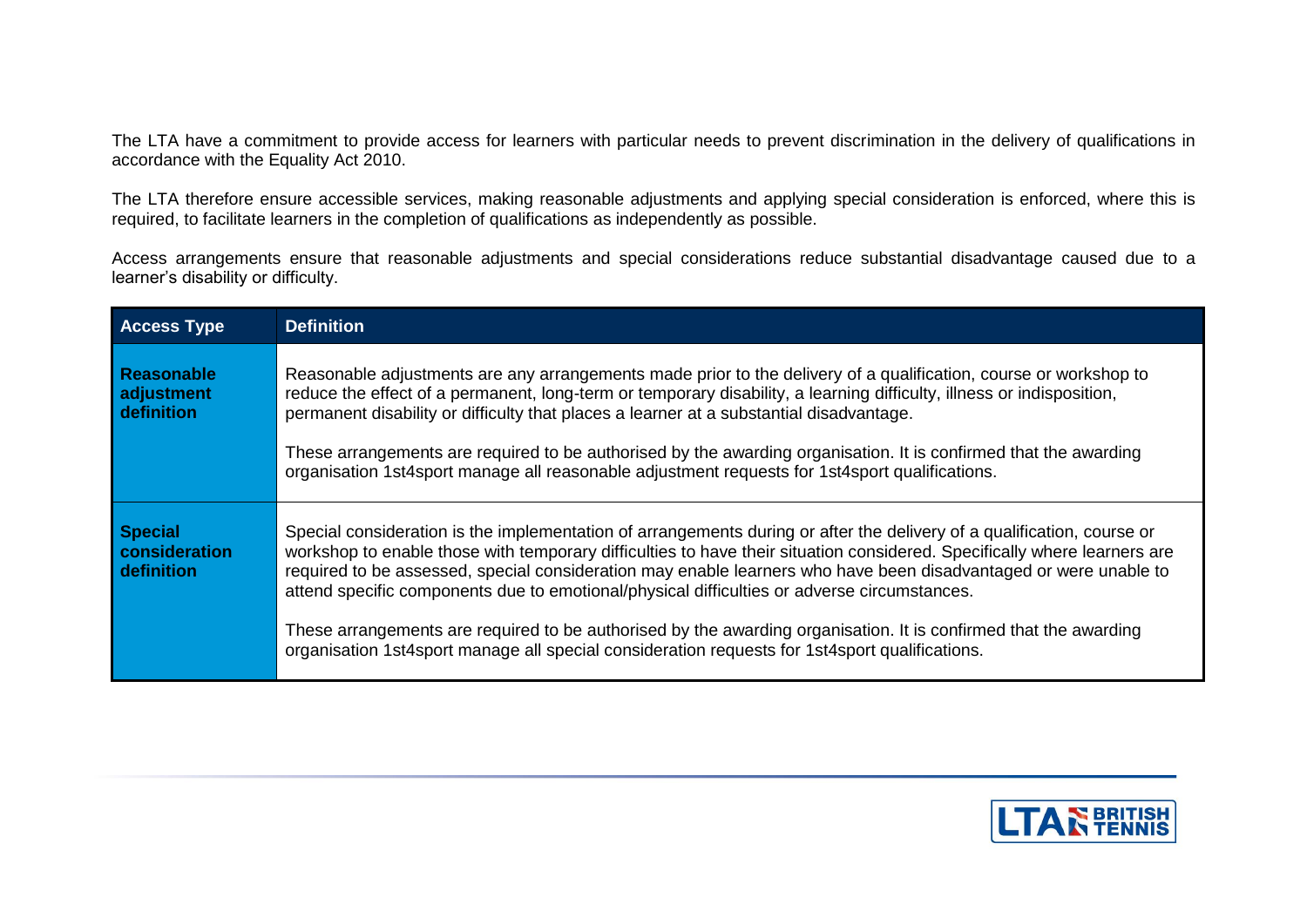The LTA have a commitment to provide access for learners with particular needs to prevent discrimination in the delivery of qualifications in accordance with the Equality Act 2010.

The LTA therefore ensure accessible services, making reasonable adjustments and applying special consideration is enforced, where this is required, to facilitate learners in the completion of qualifications as independently as possible.

Access arrangements ensure that reasonable adjustments and special considerations reduce substantial disadvantage caused due to a learner's disability or difficulty.

| Access Type | Definition |
|---|---|
| **Reasonable adjustment definition** | Reasonable adjustments are any arrangements made prior to the delivery of a qualification, course or workshop to reduce the effect of a permanent, long-term or temporary disability, a learning difficulty, illness or indisposition, permanent disability or difficulty that places a learner at a substantial disadvantage.<br><br>These arrangements are required to be authorised by the awarding organisation. It is confirmed that the awarding organisation 1st4sport manage all reasonable adjustment requests for 1st4sport qualifications. |
| **Special consideration definition** | Special consideration is the implementation of arrangements during or after the delivery of a qualification, course or workshop to enable those with temporary difficulties to have their situation considered. Specifically where learners are required to be assessed, special consideration may enable learners who have been disadvantaged or were unable to attend specific components due to emotional/physical difficulties or adverse circumstances.<br><br>These arrangements are required to be authorised by the awarding organisation. It is confirmed that the awarding organisation 1st4sport manage all special consideration requests for 1st4sport qualifications. |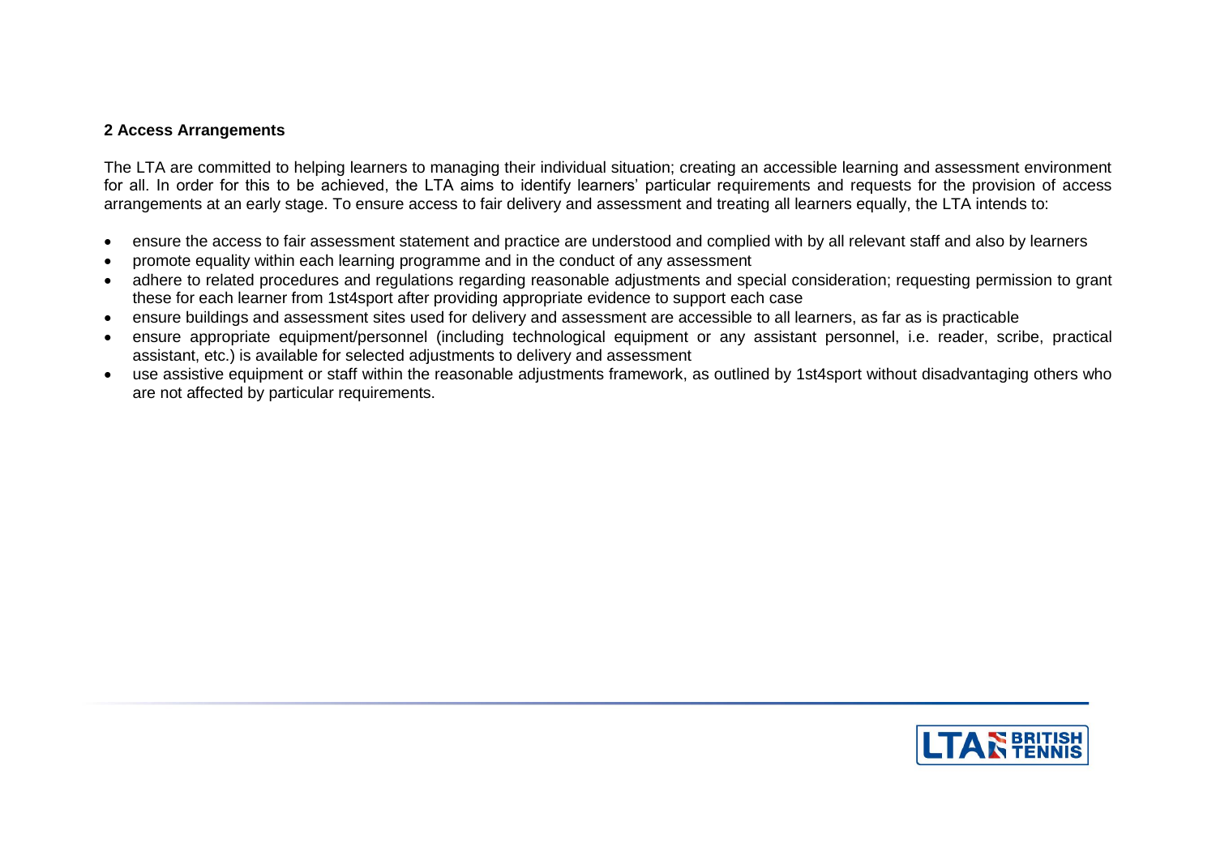## 2 Access Arrangements

The LTA are committed to helping learners to managing their individual situation; creating an accessible learning and assessment environment for all. In order for this to be achieved, the LTA aims to identify learners' particular requirements and requests for the provision of access arrangements at an early stage. To ensure access to fair delivery and assessment and treating all learners equally, the LTA intends to:

- ensure the access to fair assessment statement and practice are understood and complied with by all relevant staff and also by learners
- promote equality within each learning programme and in the conduct of any assessment
- adhere to related procedures and regulations regarding reasonable adjustments and special consideration; requesting permission to grant these for each learner from 1st4sport after providing appropriate evidence to support each case
- ensure buildings and assessment sites used for delivery and assessment are accessible to all learners, as far as is practicable
- ensure appropriate equipment/personnel (including technological equipment or any assistant personnel, i.e. reader, scribe, practical assistant, etc.) is available for selected adjustments to delivery and assessment
- use assistive equipment or staff within the reasonable adjustments framework, as outlined by 1st4sport without disadvantaging others who are not affected by particular requirements.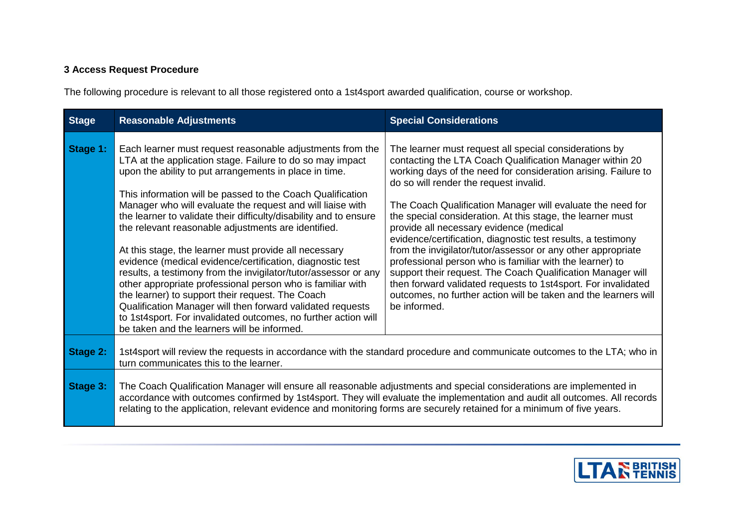### 3 Access Request Procedure

The following procedure is relevant to all those registered onto a 1st4sport awarded qualification, course or workshop.

| Stage | Reasonable Adjustments | Special Considerations |
|---|---|---|
| **Stage 1:** | Each learner must request reasonable adjustments from the LTA at the application stage. Failure to do so may impact upon the ability to put arrangements in place in time.<br><br>This information will be passed to the Coach Qualification Manager who will evaluate the request and will liaise with the learner to validate their difficulty/disability and to ensure the relevant reasonable adjustments are identified.<br><br>At this stage, the learner must provide all necessary evidence (medical evidence/certification, diagnostic test results, a testimony from the invigilator/tutor/assessor or any other appropriate professional person who is familiar with the learner) to support their request. The Coach Qualification Manager will then forward validated requests to 1st4sport. For invalidated outcomes, no further action will be taken and the learners will be informed. | The learner must request all special considerations by contacting the LTA Coach Qualification Manager within 20 working days of the need for consideration arising. Failure to do so will render the request invalid.<br><br>The Coach Qualification Manager will evaluate the need for the special consideration. At this stage, the learner must provide all necessary evidence (medical evidence/certification, diagnostic test results, a testimony from the invigilator/tutor/assessor or any other appropriate professional person who is familiar with the learner) to support their request. The Coach Qualification Manager will then forward validated requests to 1st4sport. For invalidated outcomes, no further action will be taken and the learners will be informed. |
| **Stage 2:** | 1st4sport will review the requests in accordance with the standard procedure and communicate outcomes to the LTA; who in turn communicates this to the learner. | |
| **Stage 3:** | The Coach Qualification Manager will ensure all reasonable adjustments and special considerations are implemented in accordance with outcomes confirmed by 1st4sport. They will evaluate the implementation and audit all outcomes. All records relating to the application, relevant evidence and monitoring forms are securely retained for a minimum of five years. | |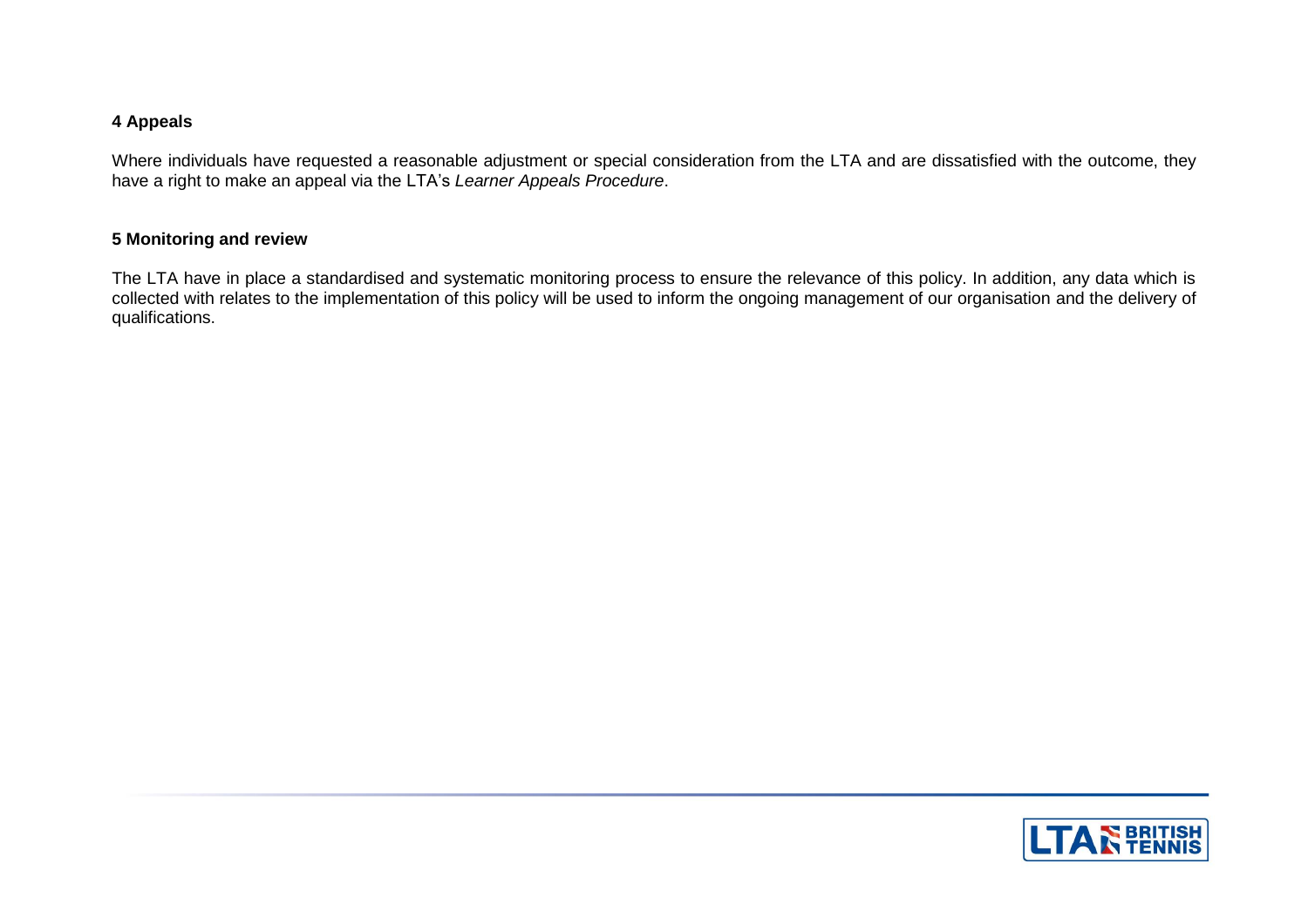## 4 Appeals

Where individuals have requested a reasonable adjustment or special consideration from the LTA and are dissatisfied with the outcome, they have a right to make an appeal via the LTA's *Learner Appeals Procedure*.

## 5 Monitoring and review

The LTA have in place a standardised and systematic monitoring process to ensure the relevance of this policy. In addition, any data which is collected with relates to the implementation of this policy will be used to inform the ongoing management of our organisation and the delivery of qualifications.